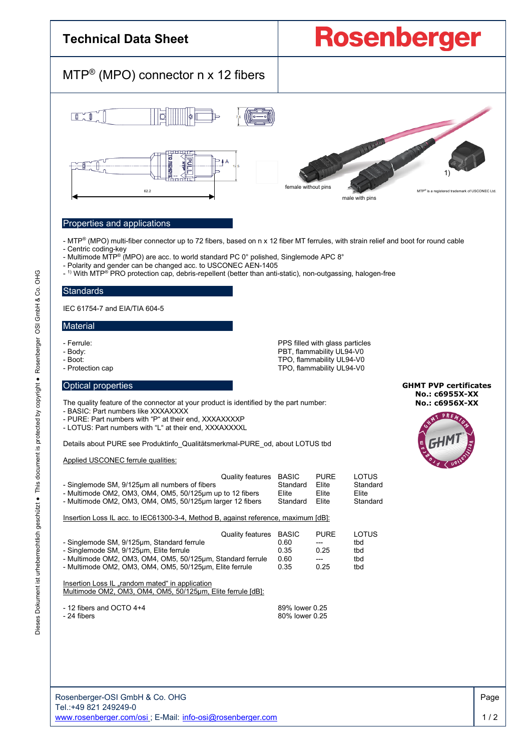# Technical Data Sheet

**Rosenberger**

## MTP® (MPO) connector n x 12 fibers

female without pins

male with pins

1)

MTP® is a registered trademark of USCONEC Ltd.

## Properties and applications

- MTP® (MPO) multi-fiber connector up to 72 fibers, based on n x 12 fiber MT ferrules, with strain relief and boot for round cable
- Centric coding-key
- Multimode MTP® (MPO) are acc. to world standard PC 0° polished, Singlemode APC 8°
- Polarity and gender can be changed acc. to USCONEC AEN-1405
- [1] With MTP® PRO protection cap, debris-repellent (better than anti-static), non-outgassing, halogen-free

## Standards

IEC 61754-7 and EIA/TIA 604-5

## Material

| | |
|---|---|
| - Ferrule: | PPS filled with glass particles |
| - Body: | PBT, flammability UL94-V0 |
| - Boot: | TPO, flammability UL94-V0 |
| - Protection cap | TPO, flammability UL94-V0 |

## Optical properties

**GHMT PVP certificates**
**No.: c6955X-XX**
**No.: c6956X-XX**

The quality feature of the connector at your product is identified by the part number:
- BASIC: Part numbers like XXXAXXXX
- PURE: Part numbers with "P" at their end, XXXAXXXXP
- LOTUS: Part numbers with "L" at their end, XXXAXXXXL

Details about PURE see Produktinfo_Qualitätsmerkmal-PURE_od, about LOTUS tbd

Applied USCONEC ferrule qualities:

| Quality features | BASIC | PURE | LOTUS |
|---|---|---|---|
| - Singlemode SM, 9/125µm all numbers of fibers | Standard | Elite | Standard |
| - Multimode OM2, OM3, OM4, OM5, 50/125µm up to 12 fibers | Elite | Elite | Elite |
| - Multimode OM2, OM3, OM4, OM5, 50/125µm larger 12 fibers | Standard | Elite | Standard |

Insertion Loss IL acc. to IEC61300-3-4, Method B, against reference, maximum [dB]:

| Quality features | BASIC | PURE | LOTUS |
|---|---|---|---|
| - Singlemode SM, 9/125µm, Standard ferrule | 0.60 | --- | tbd |
| - Singlemode SM, 9/125µm, Elite ferrule | 0.35 | 0.25 | tbd |
| - Multimode OM2, OM3, OM4, OM5, 50/125µm, Standard ferrule | 0.60 | --- | tbd |
| - Multimode OM2, OM3, OM4, OM5, 50/125µm, Elite ferrule | 0.35 | 0.25 | tbd |

Insertion Loss IL „random mated" in application
Multimode OM2, OM3, OM4, OM5, 50/125µm, Elite ferrule [dB]:

| | |
|---|---|
| - 12 fibers and OCTO 4+4 | 89% lower 0.25 |
| - 24 fibers | 80% lower 0.25 |

Rosenberger-OSI GmbH & Co. OHG
Tel.:+49 821 249249-0
www.rosenberger.com/osi ; E-Mail: info-osi@rosenberger.com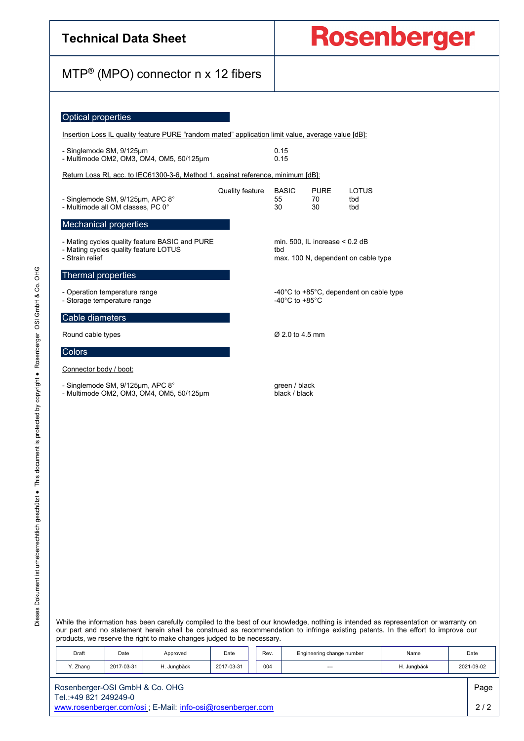# Technical Data Sheet

**Rosenberger**

## MTP® (MPO) connector n x 12 fibers

### Optical properties

Insertion Loss IL quality feature PURE "random mated" application limit value, average value [dB]:

| | |
|---|---|
| - Singlemode SM, 9/125µm | 0.15 |
| - Multimode OM2, OM3, OM4, OM5, 50/125µm | 0.15 |

Return Loss RL acc. to IEC61300-3-6, Method 1, against reference, minimum [dB]:

| Quality feature | BASIC | PURE | LOTUS |
|---|---|---|---|
| - Singlemode SM, 9/125µm, APC 8° | 55 | 70 | tbd |
| - Multimode all OM classes, PC 0° | 30 | 30 | tbd |

### Mechanical properties

| | |
|---|---|
| - Mating cycles quality feature BASIC and PURE | min. 500, IL increase < 0.2 dB |
| - Mating cycles quality feature LOTUS | tbd |
| - Strain relief | max. 100 N, dependent on cable type |

### Thermal properties

| | |
|---|---|
| - Operation temperature range | -40°C to +85°C, dependent on cable type |
| - Storage temperature range | -40°C to +85°C |

### Cable diameters

| | |
|---|---|
| Round cable types | Ø 2.0 to 4.5 mm |

### Colors

Connector body / boot:

| | |
|---|---|
| - Singlemode SM, 9/125µm, APC 8° | green / black |
| - Multimode OM2, OM3, OM4, OM5, 50/125µm | black / black |

While the information has been carefully compiled to the best of our knowledge, nothing is intended as representation or warranty on our part and no statement herein shall be construed as recommendation to infringe existing patents. In the effort to improve our products, we reserve the right to make changes judged to be necessary.

| Draft | Date | Approved | Date | Rev. | Engineering change number | Name | Date |
|---|---|---|---|---|---|---|---|
| Y. Zhang | 2017-03-31 | H. Jungbäck | 2017-03-31 | 004 | --- | H. Jungbäck | 2021-09-02 |

Rosenberger-OSI GmbH & Co. OHG
Tel.:+49 821 249249-0
www.rosenberger.com/osi ; E-Mail: info-osi@rosenberger.com

Dieses Dokument ist urheberrechtlich geschützt ● This document is protected by copyright ● Rosenberger OSI GmbH & Co. OHG